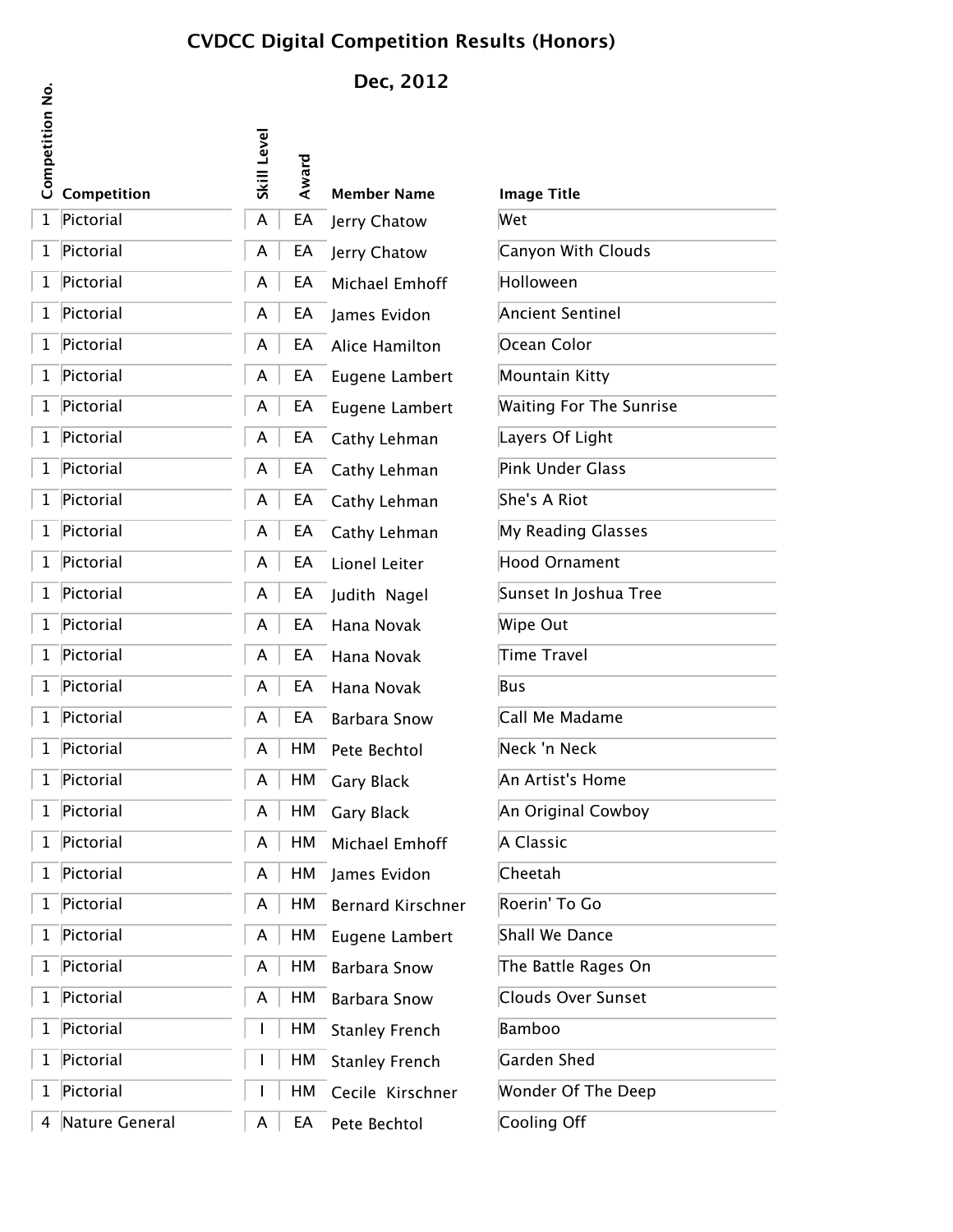# CVDCC Digital Competition Results (Honors)

## Dec, 2012

| Competition No. | Competition | Skill Level | Award | Member Name | Image Title |
|---|---|---|---|---|---|
| 1 | Pictorial | A | EA | Jerry Chatow | Wet |
| 1 | Pictorial | A | EA | Jerry Chatow | Canyon With Clouds |
| 1 | Pictorial | A | EA | Michael Emhoff | Holloween |
| 1 | Pictorial | A | EA | James Evidon | Ancient Sentinel |
| 1 | Pictorial | A | EA | Alice Hamilton | Ocean Color |
| 1 | Pictorial | A | EA | Eugene Lambert | Mountain Kitty |
| 1 | Pictorial | A | EA | Eugene Lambert | Waiting For The Sunrise |
| 1 | Pictorial | A | EA | Cathy Lehman | Layers Of Light |
| 1 | Pictorial | A | EA | Cathy Lehman | Pink Under Glass |
| 1 | Pictorial | A | EA | Cathy Lehman | She's A Riot |
| 1 | Pictorial | A | EA | Cathy Lehman | My Reading Glasses |
| 1 | Pictorial | A | EA | Lionel Leiter | Hood Ornament |
| 1 | Pictorial | A | EA | Judith Nagel | Sunset In Joshua Tree |
| 1 | Pictorial | A | EA | Hana Novak | Wipe Out |
| 1 | Pictorial | A | EA | Hana Novak | Time Travel |
| 1 | Pictorial | A | EA | Hana Novak | Bus |
| 1 | Pictorial | A | EA | Barbara Snow | Call Me Madame |
| 1 | Pictorial | A | HM | Pete Bechtol | Neck 'n Neck |
| 1 | Pictorial | A | HM | Gary Black | An Artist's Home |
| 1 | Pictorial | A | HM | Gary Black | An Original Cowboy |
| 1 | Pictorial | A | HM | Michael Emhoff | A Classic |
| 1 | Pictorial | A | HM | James Evidon | Cheetah |
| 1 | Pictorial | A | HM | Bernard Kirschner | Roerin' To Go |
| 1 | Pictorial | A | HM | Eugene Lambert | Shall We Dance |
| 1 | Pictorial | A | HM | Barbara Snow | The Battle Rages On |
| 1 | Pictorial | A | HM | Barbara Snow | Clouds Over Sunset |
| 1 | Pictorial | I | HM | Stanley French | Bamboo |
| 1 | Pictorial | I | HM | Stanley French | Garden Shed |
| 1 | Pictorial | I | HM | Cecile Kirschner | Wonder Of The Deep |
| 4 | Nature General | A | EA | Pete Bechtol | Cooling Off |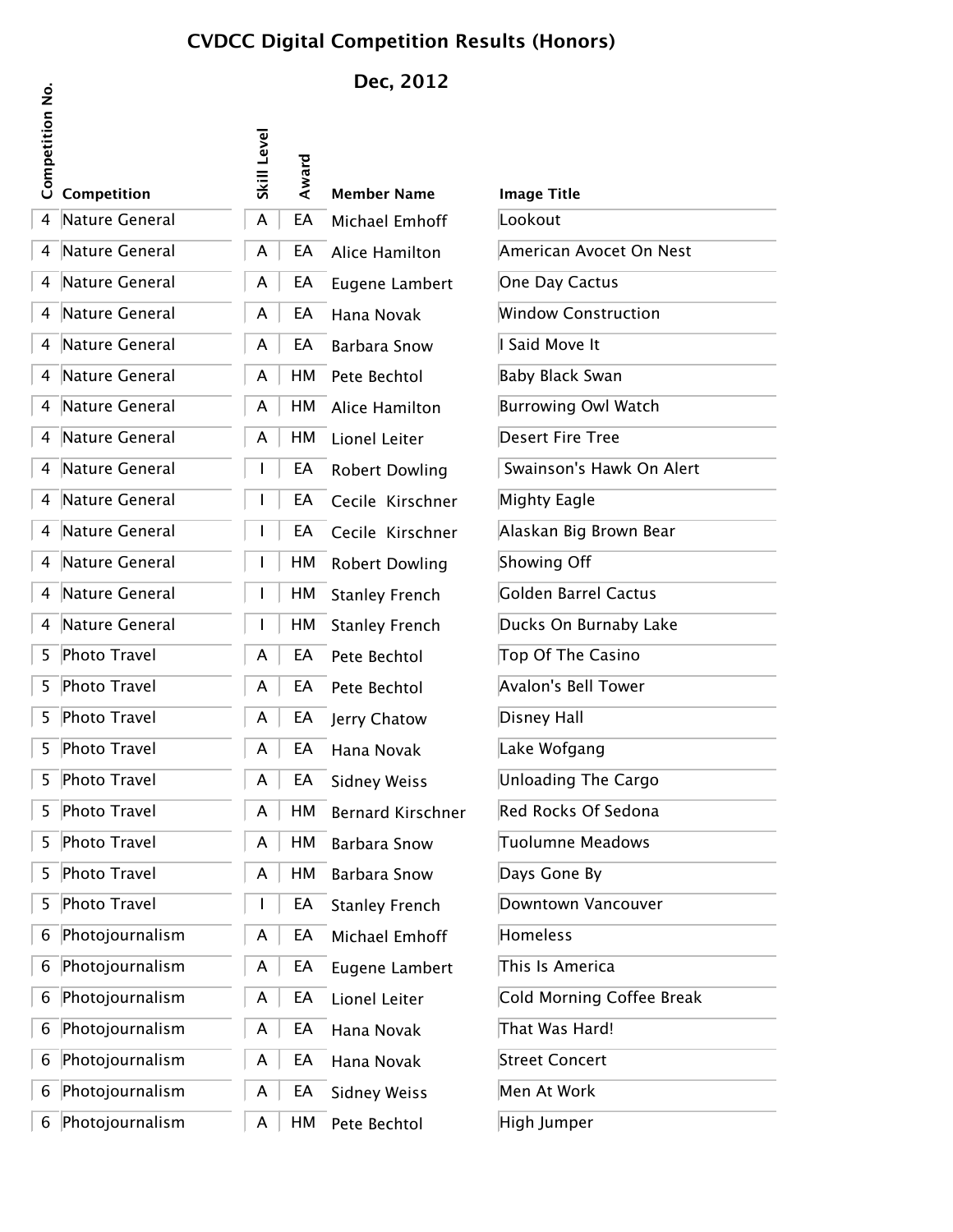# CVDCC Digital Competition Results (Honors)

## Dec, 2012

| Competition No. | Competition | Skill Level | Award | Member Name | Image Title |
|---|---|---|---|---|---|
| 4 | Nature General | A | EA | Michael Emhoff | Lookout |
| 4 | Nature General | A | EA | Alice Hamilton | American Avocet On Nest |
| 4 | Nature General | A | EA | Eugene Lambert | One Day Cactus |
| 4 | Nature General | A | EA | Hana Novak | Window Construction |
| 4 | Nature General | A | EA | Barbara Snow | I Said Move It |
| 4 | Nature General | A | HM | Pete Bechtol | Baby Black Swan |
| 4 | Nature General | A | HM | Alice Hamilton | Burrowing Owl Watch |
| 4 | Nature General | A | HM | Lionel Leiter | Desert Fire Tree |
| 4 | Nature General | I | EA | Robert Dowling | Swainson's Hawk On Alert |
| 4 | Nature General | I | EA | Cecile Kirschner | Mighty Eagle |
| 4 | Nature General | I | EA | Cecile Kirschner | Alaskan Big Brown Bear |
| 4 | Nature General | I | HM | Robert Dowling | Showing Off |
| 4 | Nature General | I | HM | Stanley French | Golden Barrel Cactus |
| 4 | Nature General | I | HM | Stanley French | Ducks On Burnaby Lake |
| 5 | Photo Travel | A | EA | Pete Bechtol | Top Of The Casino |
| 5 | Photo Travel | A | EA | Pete Bechtol | Avalon's Bell Tower |
| 5 | Photo Travel | A | EA | Jerry Chatow | Disney Hall |
| 5 | Photo Travel | A | EA | Hana Novak | Lake Wofgang |
| 5 | Photo Travel | A | EA | Sidney Weiss | Unloading The Cargo |
| 5 | Photo Travel | A | HM | Bernard Kirschner | Red Rocks Of Sedona |
| 5 | Photo Travel | A | HM | Barbara Snow | Tuolumne Meadows |
| 5 | Photo Travel | A | HM | Barbara Snow | Days Gone By |
| 5 | Photo Travel | I | EA | Stanley French | Downtown Vancouver |
| 6 | Photojournalism | A | EA | Michael Emhoff | Homeless |
| 6 | Photojournalism | A | EA | Eugene Lambert | This Is America |
| 6 | Photojournalism | A | EA | Lionel Leiter | Cold Morning Coffee Break |
| 6 | Photojournalism | A | EA | Hana Novak | That Was Hard! |
| 6 | Photojournalism | A | EA | Hana Novak | Street Concert |
| 6 | Photojournalism | A | EA | Sidney Weiss | Men At Work |
| 6 | Photojournalism | A | HM | Pete Bechtol | High Jumper |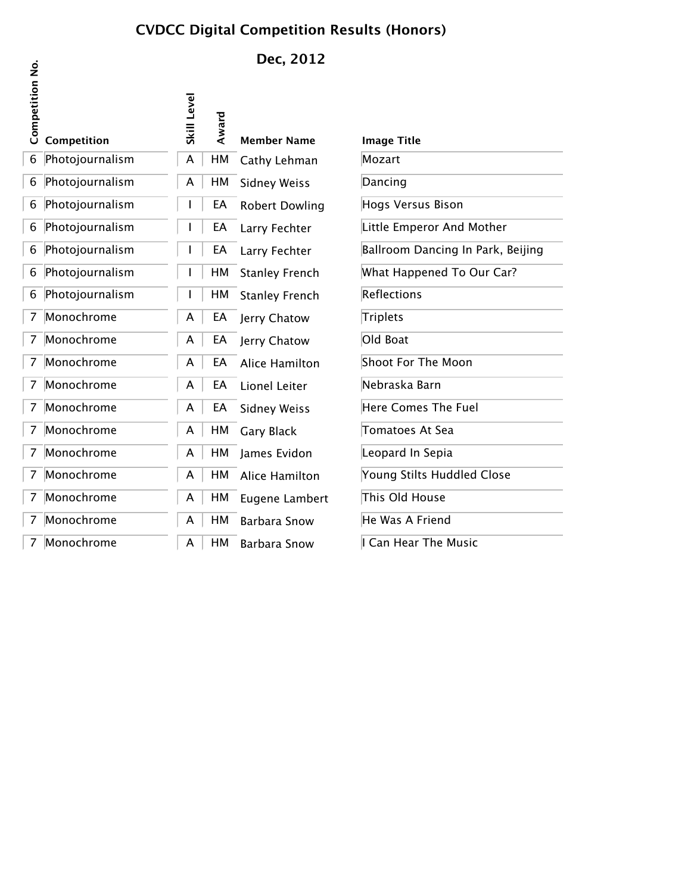# CVDCC Digital Competition Results (Honors)

## Dec, 2012

| Competition No. | Competition | Skill Level | Award | Member Name | Image Title |
|---|---|---|---|---|---|
| 6 | Photojournalism | A | HM | Cathy Lehman | Mozart |
| 6 | Photojournalism | A | HM | Sidney Weiss | Dancing |
| 6 | Photojournalism | I | EA | Robert Dowling | Hogs Versus Bison |
| 6 | Photojournalism | I | EA | Larry Fechter | Little Emperor And Mother |
| 6 | Photojournalism | I | EA | Larry Fechter | Ballroom Dancing In Park, Beijing |
| 6 | Photojournalism | I | HM | Stanley French | What Happened To Our Car? |
| 6 | Photojournalism | I | HM | Stanley French | Reflections |
| 7 | Monochrome | A | EA | Jerry Chatow | Triplets |
| 7 | Monochrome | A | EA | Jerry Chatow | Old Boat |
| 7 | Monochrome | A | EA | Alice Hamilton | Shoot For The Moon |
| 7 | Monochrome | A | EA | Lionel Leiter | Nebraska Barn |
| 7 | Monochrome | A | EA | Sidney Weiss | Here Comes The Fuel |
| 7 | Monochrome | A | HM | Gary Black | Tomatoes At Sea |
| 7 | Monochrome | A | HM | James Evidon | Leopard In Sepia |
| 7 | Monochrome | A | HM | Alice Hamilton | Young Stilts Huddled Close |
| 7 | Monochrome | A | HM | Eugene Lambert | This Old House |
| 7 | Monochrome | A | HM | Barbara Snow | He Was A Friend |
| 7 | Monochrome | A | HM | Barbara Snow | I Can Hear The Music |